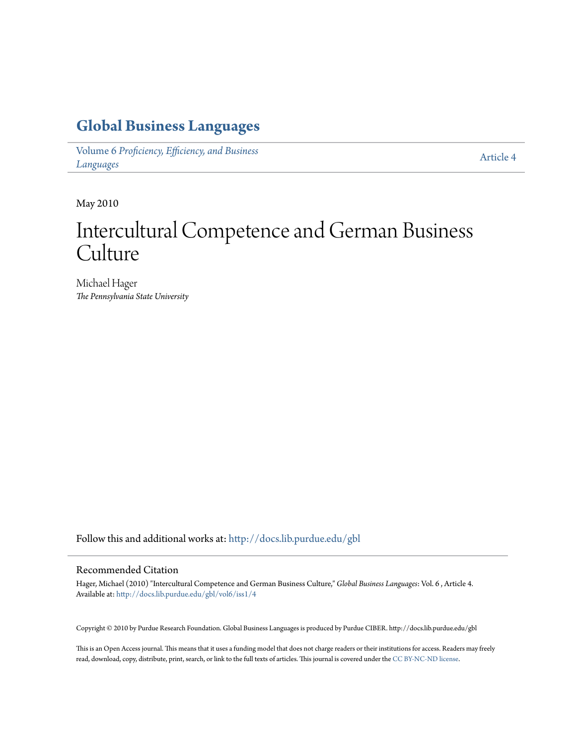# Global Business Languages

Volume 6 *Proficiency, Efficiency, and Business Languages*

Article 4

May 2010

# Intercultural Competence and German Business Culture

Michael Hager
*The Pennsylvania State University*

Follow this and additional works at: http://docs.lib.purdue.edu/gbl

## Recommended Citation

Hager, Michael (2010) "Intercultural Competence and German Business Culture," *Global Business Languages*: Vol. 6 , Article 4.
Available at: http://docs.lib.purdue.edu/gbl/vol6/iss1/4

Copyright © 2010 by Purdue Research Foundation. Global Business Languages is produced by Purdue CIBER. http://docs.lib.purdue.edu/gbl

This is an Open Access journal. This means that it uses a funding model that does not charge readers or their institutions for access. Readers may freely read, download, copy, distribute, print, search, or link to the full texts of articles. This journal is covered under the CC BY-NC-ND license.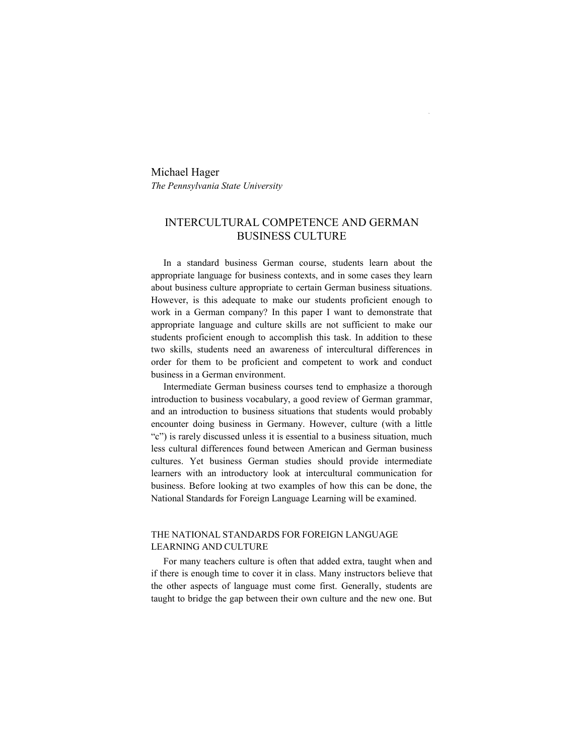Michael Hager

*The Pennsylvania State University*

# INTERCULTURAL COMPETENCE AND GERMAN BUSINESS CULTURE

In a standard business German course, students learn about the appropriate language for business contexts, and in some cases they learn about business culture appropriate to certain German business situations. However, is this adequate to make our students proficient enough to work in a German company? In this paper I want to demonstrate that appropriate language and culture skills are not sufficient to make our students proficient enough to accomplish this task. In addition to these two skills, students need an awareness of intercultural differences in order for them to be proficient and competent to work and conduct business in a German environment.

Intermediate German business courses tend to emphasize a thorough introduction to business vocabulary, a good review of German grammar, and an introduction to business situations that students would probably encounter doing business in Germany. However, culture (with a little "c") is rarely discussed unless it is essential to a business situation, much less cultural differences found between American and German business cultures. Yet business German studies should provide intermediate learners with an introductory look at intercultural communication for business. Before looking at two examples of how this can be done, the National Standards for Foreign Language Learning will be examined.

## THE NATIONAL STANDARDS FOR FOREIGN LANGUAGE LEARNING AND CULTURE

For many teachers culture is often that added extra, taught when and if there is enough time to cover it in class. Many instructors believe that the other aspects of language must come first. Generally, students are taught to bridge the gap between their own culture and the new one. But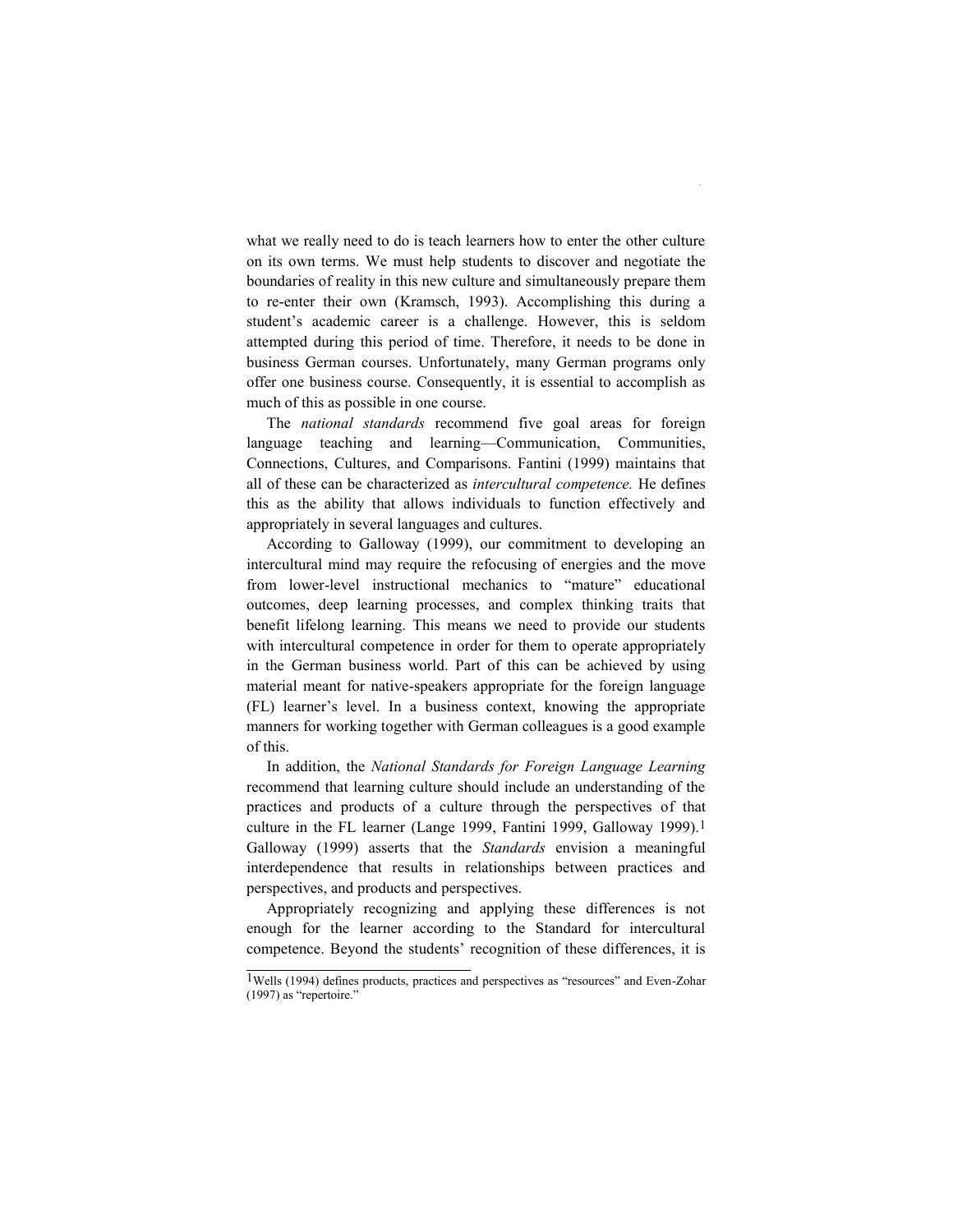what we really need to do is teach learners how to enter the other culture on its own terms. We must help students to discover and negotiate the boundaries of reality in this new culture and simultaneously prepare them to re-enter their own (Kramsch, 1993). Accomplishing this during a student's academic career is a challenge. However, this is seldom attempted during this period of time. Therefore, it needs to be done in business German courses. Unfortunately, many German programs only offer one business course. Consequently, it is essential to accomplish as much of this as possible in one course.

The *national standards* recommend five goal areas for foreign language teaching and learning—Communication, Communities, Connections, Cultures, and Comparisons. Fantini (1999) maintains that all of these can be characterized as *intercultural competence.* He defines this as the ability that allows individuals to function effectively and appropriately in several languages and cultures.

According to Galloway (1999), our commitment to developing an intercultural mind may require the refocusing of energies and the move from lower-level instructional mechanics to "mature" educational outcomes, deep learning processes, and complex thinking traits that benefit lifelong learning. This means we need to provide our students with intercultural competence in order for them to operate appropriately in the German business world. Part of this can be achieved by using material meant for native-speakers appropriate for the foreign language (FL) learner's level. In a business context, knowing the appropriate manners for working together with German colleagues is a good example of this.

In addition, the *National Standards for Foreign Language Learning* recommend that learning culture should include an understanding of the practices and products of a culture through the perspectives of that culture in the FL learner (Lange 1999, Fantini 1999, Galloway 1999).[1] Galloway (1999) asserts that the *Standards* envision a meaningful interdependence that results in relationships between practices and perspectives, and products and perspectives.

Appropriately recognizing and applying these differences is not enough for the learner according to the Standard for intercultural competence. Beyond the students' recognition of these differences, it is

[1] Wells (1994) defines products, practices and perspectives as "resources" and Even-Zohar (1997) as "repertoire."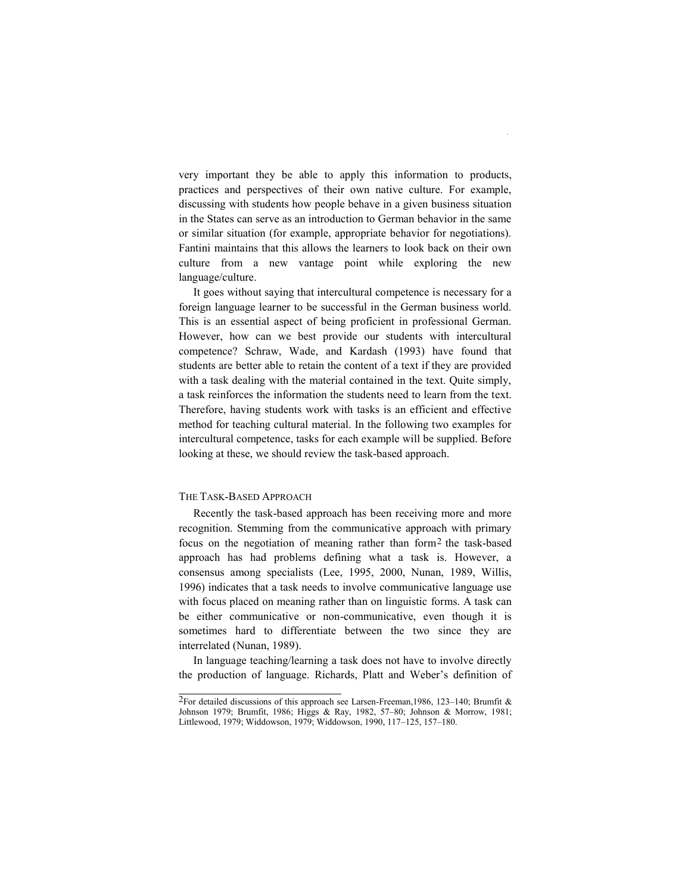very important they be able to apply this information to products, practices and perspectives of their own native culture. For example, discussing with students how people behave in a given business situation in the States can serve as an introduction to German behavior in the same or similar situation (for example, appropriate behavior for negotiations). Fantini maintains that this allows the learners to look back on their own culture from a new vantage point while exploring the new language/culture.

It goes without saying that intercultural competence is necessary for a foreign language learner to be successful in the German business world. This is an essential aspect of being proficient in professional German. However, how can we best provide our students with intercultural competence? Schraw, Wade, and Kardash (1993) have found that students are better able to retain the content of a text if they are provided with a task dealing with the material contained in the text. Quite simply, a task reinforces the information the students need to learn from the text. Therefore, having students work with tasks is an efficient and effective method for teaching cultural material. In the following two examples for intercultural competence, tasks for each example will be supplied. Before looking at these, we should review the task-based approach.

## THE TASK-BASED APPROACH

Recently the task-based approach has been receiving more and more recognition. Stemming from the communicative approach with primary focus on the negotiation of meaning rather than form[2] the task-based approach has had problems defining what a task is. However, a consensus among specialists (Lee, 1995, 2000, Nunan, 1989, Willis, 1996) indicates that a task needs to involve communicative language use with focus placed on meaning rather than on linguistic forms. A task can be either communicative or non-communicative, even though it is sometimes hard to differentiate between the two since they are interrelated (Nunan, 1989).

In language teaching/learning a task does not have to involve directly the production of language. Richards, Platt and Weber's definition of

[2] For detailed discussions of this approach see Larsen-Freeman,1986, 123–140; Brumfit & Johnson 1979; Brumfit, 1986; Higgs & Ray, 1982, 57–80; Johnson & Morrow, 1981; Littlewood, 1979; Widdowson, 1979; Widdowson, 1990, 117–125, 157–180.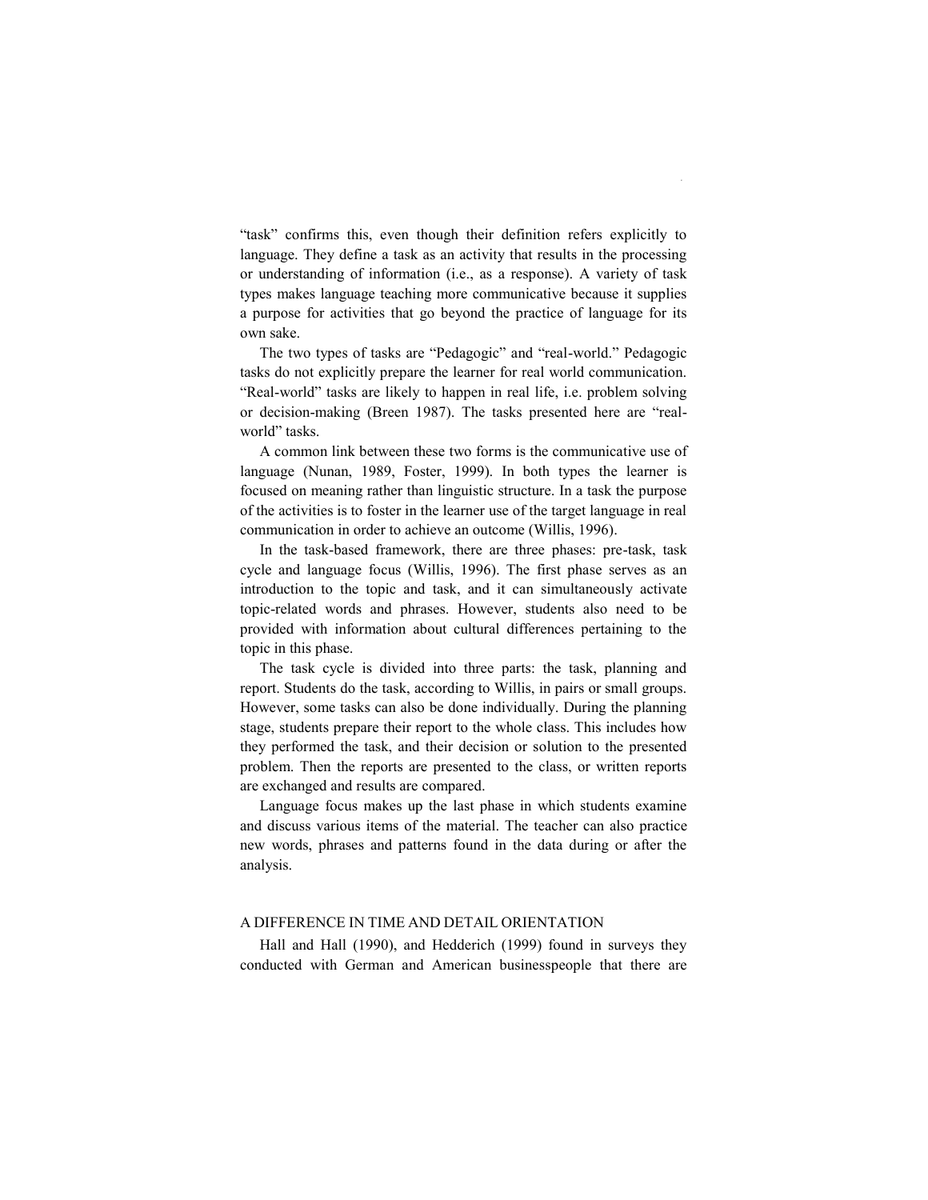"task" confirms this, even though their definition refers explicitly to language. They define a task as an activity that results in the processing or understanding of information (i.e., as a response). A variety of task types makes language teaching more communicative because it supplies a purpose for activities that go beyond the practice of language for its own sake.

The two types of tasks are "Pedagogic" and "real-world." Pedagogic tasks do not explicitly prepare the learner for real world communication. "Real-world" tasks are likely to happen in real life, i.e. problem solving or decision-making (Breen 1987). The tasks presented here are "real-world" tasks.

A common link between these two forms is the communicative use of language (Nunan, 1989, Foster, 1999). In both types the learner is focused on meaning rather than linguistic structure. In a task the purpose of the activities is to foster in the learner use of the target language in real communication in order to achieve an outcome (Willis, 1996).

In the task-based framework, there are three phases: pre-task, task cycle and language focus (Willis, 1996). The first phase serves as an introduction to the topic and task, and it can simultaneously activate topic-related words and phrases. However, students also need to be provided with information about cultural differences pertaining to the topic in this phase.

The task cycle is divided into three parts: the task, planning and report. Students do the task, according to Willis, in pairs or small groups. However, some tasks can also be done individually. During the planning stage, students prepare their report to the whole class. This includes how they performed the task, and their decision or solution to the presented problem. Then the reports are presented to the class, or written reports are exchanged and results are compared.

Language focus makes up the last phase in which students examine and discuss various items of the material. The teacher can also practice new words, phrases and patterns found in the data during or after the analysis.

## A DIFFERENCE IN TIME AND DETAIL ORIENTATION

Hall and Hall (1990), and Hedderich (1999) found in surveys they conducted with German and American businesspeople that there are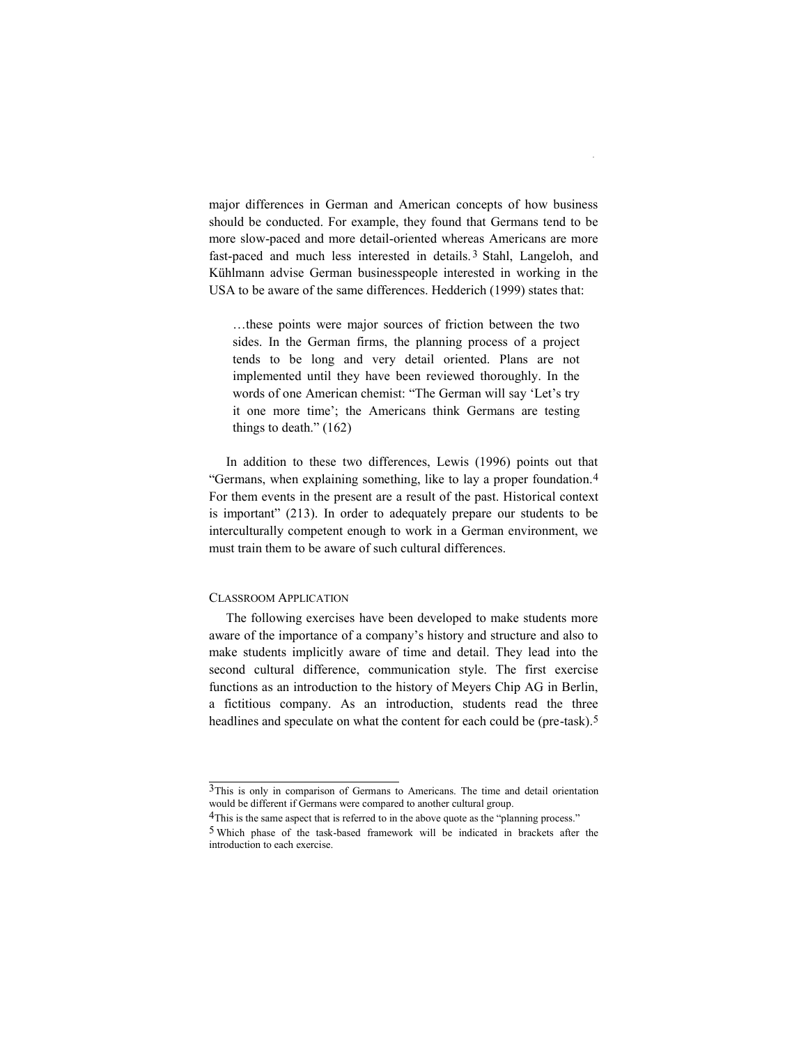major differences in German and American concepts of how business should be conducted. For example, they found that Germans tend to be more slow-paced and more detail-oriented whereas Americans are more fast-paced and much less interested in details.[3] Stahl, Langeloh, and Kühlmann advise German businesspeople interested in working in the USA to be aware of the same differences. Hedderich (1999) states that:

> …these points were major sources of friction between the two sides. In the German firms, the planning process of a project tends to be long and very detail oriented. Plans are not implemented until they have been reviewed thoroughly. In the words of one American chemist: "The German will say 'Let's try it one more time'; the Americans think Germans are testing things to death." (162)

In addition to these two differences, Lewis (1996) points out that "Germans, when explaining something, like to lay a proper foundation.[4] For them events in the present are a result of the past. Historical context is important" (213). In order to adequately prepare our students to be interculturally competent enough to work in a German environment, we must train them to be aware of such cultural differences.

## Classroom Application

The following exercises have been developed to make students more aware of the importance of a company's history and structure and also to make students implicitly aware of time and detail. They lead into the second cultural difference, communication style. The first exercise functions as an introduction to the history of Meyers Chip AG in Berlin, a fictitious company. As an introduction, students read the three headlines and speculate on what the content for each could be (pre-task).[5]

---

[3] This is only in comparison of Germans to Americans. The time and detail orientation would be different if Germans were compared to another cultural group.

[4] This is the same aspect that is referred to in the above quote as the "planning process."

[5] Which phase of the task-based framework will be indicated in brackets after the introduction to each exercise.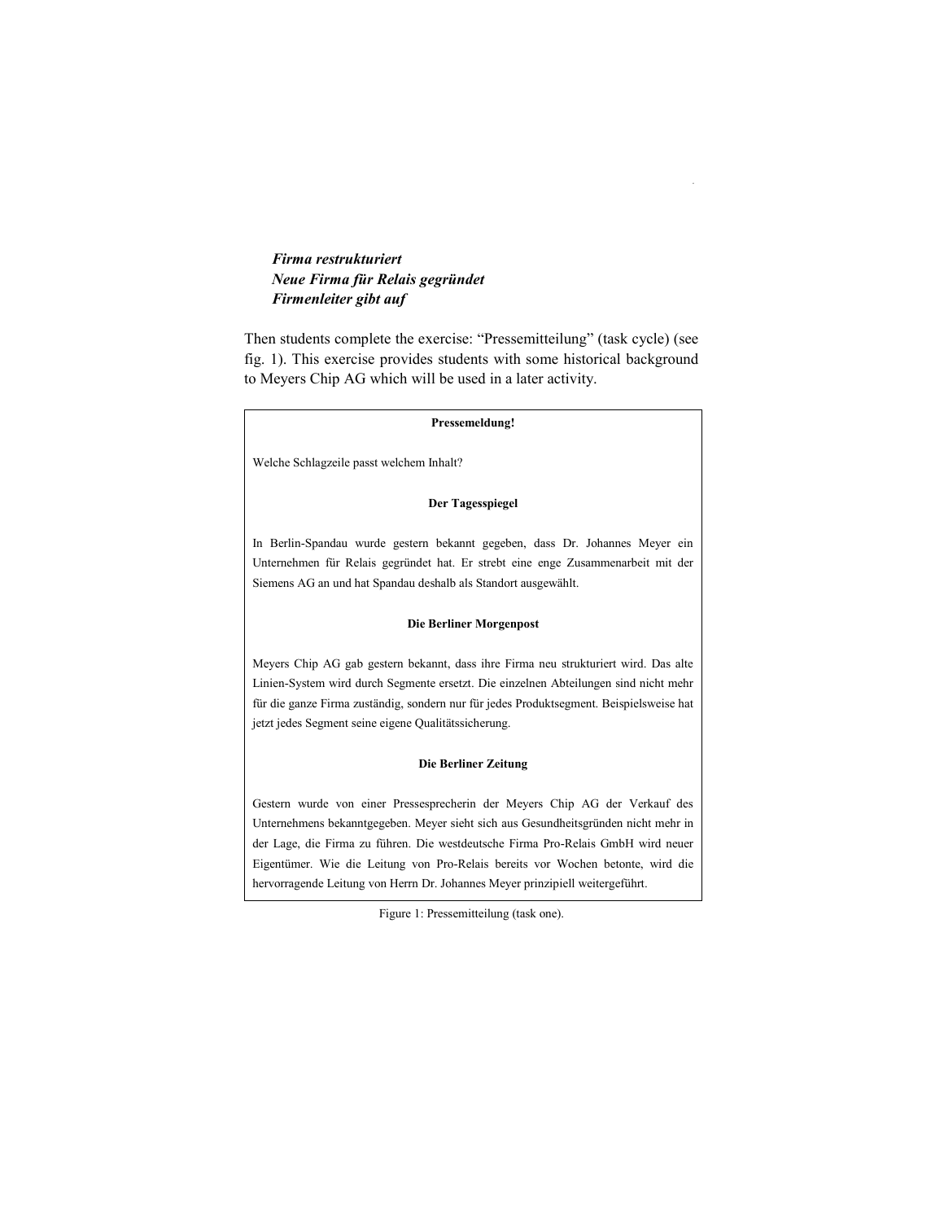***Firma restrukturiert***
***Neue Firma für Relais gegründet***
***Firmenleiter gibt auf***

Then students complete the exercise: "Pressemitteilung" (task cycle) (see fig. 1). This exercise provides students with some historical background to Meyers Chip AG which will be used in a later activity.

**Pressemeldung!**

Welche Schlagzeile passt welchem Inhalt?

**Der Tagesspiegel**

In Berlin-Spandau wurde gestern bekannt gegeben, dass Dr. Johannes Meyer ein Unternehmen für Relais gegründet hat. Er strebt eine enge Zusammenarbeit mit der Siemens AG an und hat Spandau deshalb als Standort ausgewählt.

**Die Berliner Morgenpost**

Meyers Chip AG gab gestern bekannt, dass ihre Firma neu strukturiert wird. Das alte Linien-System wird durch Segmente ersetzt. Die einzelnen Abteilungen sind nicht mehr für die ganze Firma zuständig, sondern nur für jedes Produktsegment. Beispielsweise hat jetzt jedes Segment seine eigene Qualitätssicherung.

**Die Berliner Zeitung**

Gestern wurde von einer Pressesprecherin der Meyers Chip AG der Verkauf des Unternehmens bekanntgegeben. Meyer sieht sich aus Gesundheitsgründen nicht mehr in der Lage, die Firma zu führen. Die westdeutsche Firma Pro-Relais GmbH wird neuer Eigentümer. Wie die Leitung von Pro-Relais bereits vor Wochen betonte, wird die hervorragende Leitung von Herrn Dr. Johannes Meyer prinzipiell weitergeführt.

Figure 1: Pressemitteilung (task one).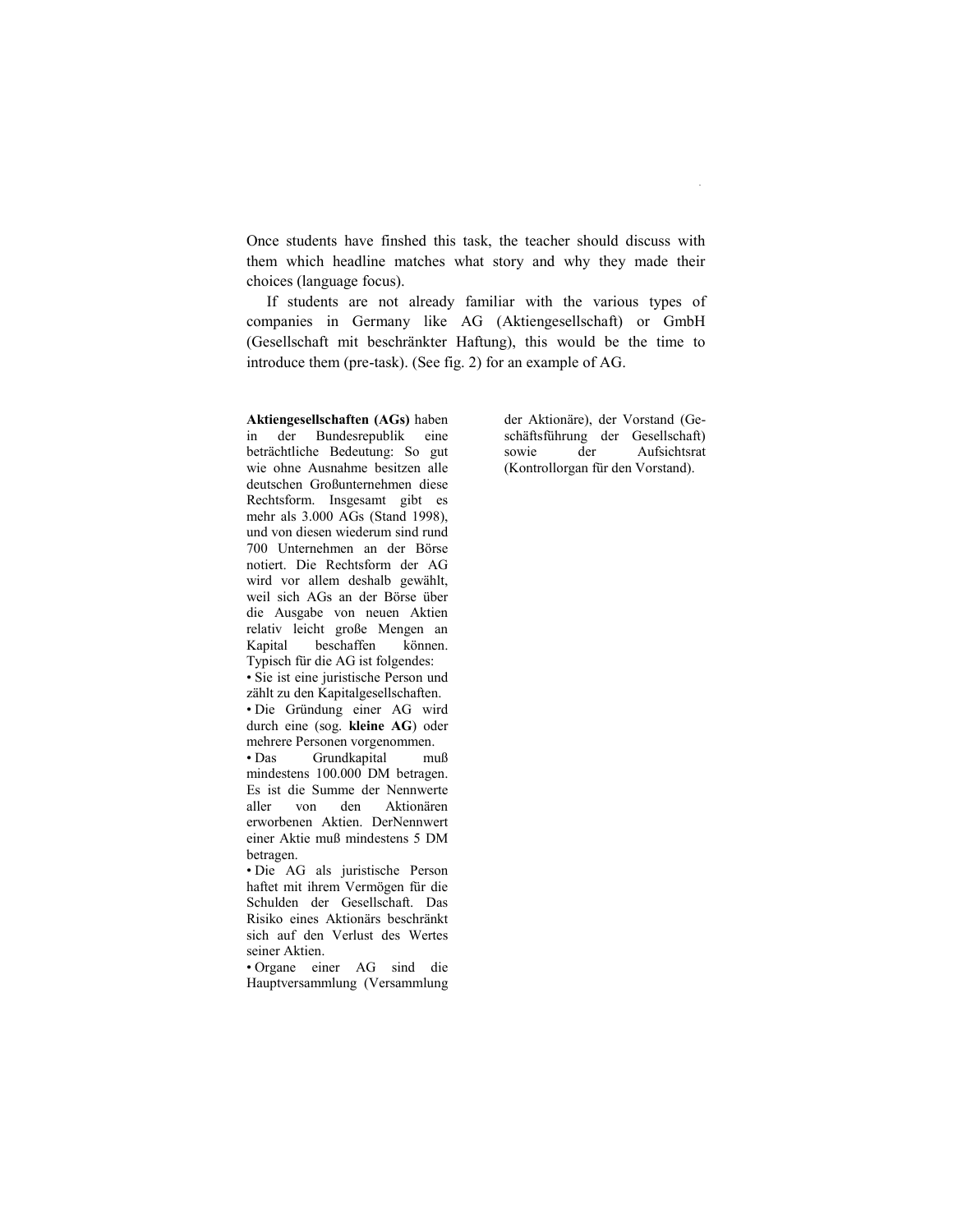Once students have finshed this task, the teacher should discuss with them which headline matches what story and why they made their choices (language focus).

If students are not already familiar with the various types of companies in Germany like AG (Aktiengesellschaft) or GmbH (Gesellschaft mit beschränkter Haftung), this would be the time to introduce them (pre-task). (See fig. 2) for an example of AG.

**Aktiengesellschaften (AGs)** haben in der Bundesrepublik eine beträchtliche Bedeutung: So gut wie ohne Ausnahme besitzen alle deutschen Großunternehmen diese Rechtsform. Insgesamt gibt es mehr als 3.000 AGs (Stand 1998), und von diesen wiederum sind rund 700 Unternehmen an der Börse notiert. Die Rechtsform der AG wird vor allem deshalb gewählt, weil sich AGs an der Börse über die Ausgabe von neuen Aktien relativ leicht große Mengen an Kapital beschaffen können. Typisch für die AG ist folgendes:

- Sie ist eine juristische Person und zählt zu den Kapitalgesellschaften.
- Die Gründung einer AG wird durch eine (sog. **kleine AG**) oder mehrere Personen vorgenommen.
- Das Grundkapital muß mindestens 100.000 DM betragen. Es ist die Summe der Nennwerte aller von den Aktionären erworbenen Aktien. DerNennwert einer Aktie muß mindestens 5 DM betragen.
- Die AG als juristische Person haftet mit ihrem Vermögen für die Schulden der Gesellschaft. Das Risiko eines Aktionärs beschränkt sich auf den Verlust des Wertes seiner Aktien.
- Organe einer AG sind die Hauptversammlung (Versammlung der Aktionäre), der Vorstand (Geschäftsführung der Gesellschaft) sowie der Aufsichtsrat (Kontrollorgan für den Vorstand).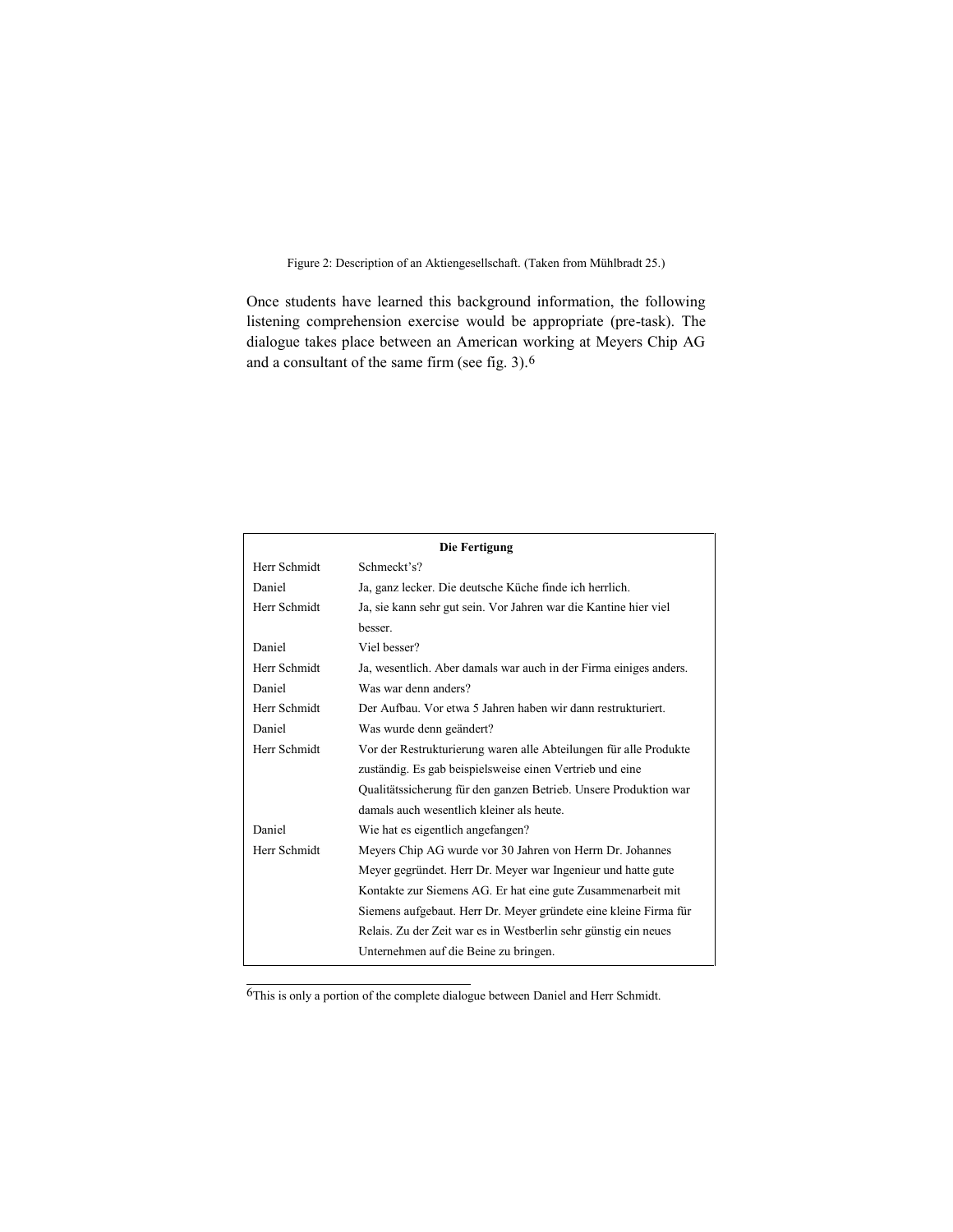Figure 2: Description of an Aktiengesellschaft. (Taken from Mühlbradt 25.)

Once students have learned this background information, the following listening comprehension exercise would be appropriate (pre-task). The dialogue takes place between an American working at Meyers Chip AG and a consultant of the same firm (see fig. 3).[6]

| **Die Fertigung** | |
|---|---|
| Herr Schmidt | Schmeckt's? |
| Daniel | Ja, ganz lecker. Die deutsche Küche finde ich herrlich. |
| Herr Schmidt | Ja, sie kann sehr gut sein. Vor Jahren war die Kantine hier viel besser. |
| Daniel | Viel besser? |
| Herr Schmidt | Ja, wesentlich. Aber damals war auch in der Firma einiges anders. |
| Daniel | Was war denn anders? |
| Herr Schmidt | Der Aufbau. Vor etwa 5 Jahren haben wir dann restrukturiert. |
| Daniel | Was wurde denn geändert? |
| Herr Schmidt | Vor der Restrukturierung waren alle Abteilungen für alle Produkte zuständig. Es gab beispielsweise einen Vertrieb und eine Qualitätssicherung für den ganzen Betrieb. Unsere Produktion war damals auch wesentlich kleiner als heute. |
| Daniel | Wie hat es eigentlich angefangen? |
| Herr Schmidt | Meyers Chip AG wurde vor 30 Jahren von Herrn Dr. Johannes Meyer gegründet. Herr Dr. Meyer war Ingenieur und hatte gute Kontakte zur Siemens AG. Er hat eine gute Zusammenarbeit mit Siemens aufgebaut. Herr Dr. Meyer gründete eine kleine Firma für Relais. Zu der Zeit war es in Westberlin sehr günstig ein neues Unternehmen auf die Beine zu bringen. |

[6] This is only a portion of the complete dialogue between Daniel and Herr Schmidt.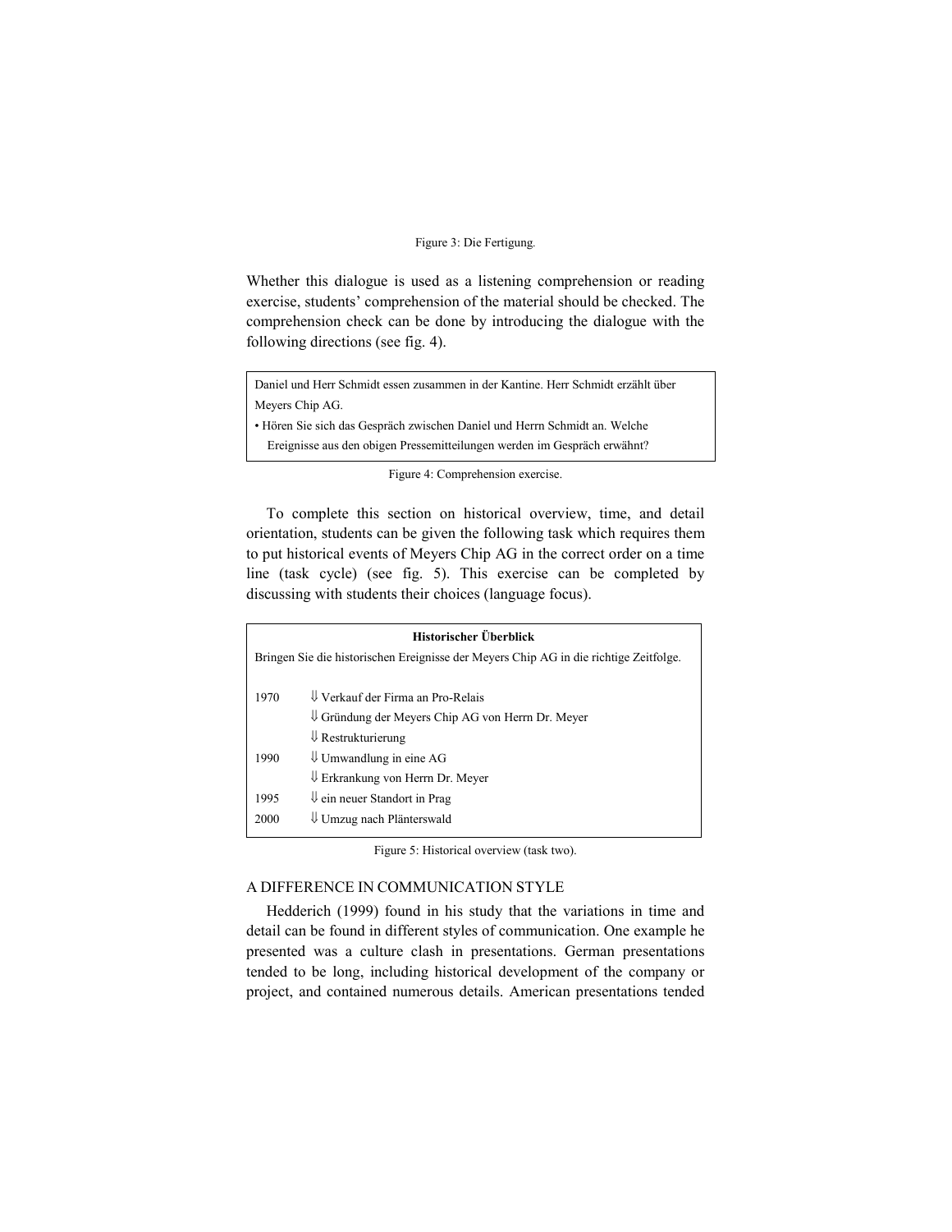Figure 3: Die Fertigung.

Whether this dialogue is used as a listening comprehension or reading exercise, students' comprehension of the material should be checked. The comprehension check can be done by introducing the dialogue with the following directions (see fig. 4).

> Daniel und Herr Schmidt essen zusammen in der Kantine. Herr Schmidt erzählt über Meyers Chip AG.
>
> • Hören Sie sich das Gespräch zwischen Daniel und Herrn Schmidt an. Welche Ereignisse aus den obigen Pressemitteilungen werden im Gespräch erwähnt?

Figure 4: Comprehension exercise.

To complete this section on historical overview, time, and detail orientation, students can be given the following task which requires them to put historical events of Meyers Chip AG in the correct order on a time line (task cycle) (see fig. 5). This exercise can be completed by discussing with students their choices (language focus).

**Historischer Überblick**

Bringen Sie die historischen Ereignisse der Meyers Chip AG in die richtige Zeitfolge.

| | |
|---|---|
| 1970 | ⇓ Verkauf der Firma an Pro-Relais |
| | ⇓ Gründung der Meyers Chip AG von Herrn Dr. Meyer |
| | ⇓ Restrukturierung |
| 1990 | ⇓ Umwandlung in eine AG |
| | ⇓ Erkrankung von Herrn Dr. Meyer |
| 1995 | ⇓ ein neuer Standort in Prag |
| 2000 | ⇓ Umzug nach Plänterswald |

Figure 5: Historical overview (task two).

## A DIFFERENCE IN COMMUNICATION STYLE

Hedderich (1999) found in his study that the variations in time and detail can be found in different styles of communication. One example he presented was a culture clash in presentations. German presentations tended to be long, including historical development of the company or project, and contained numerous details. American presentations tended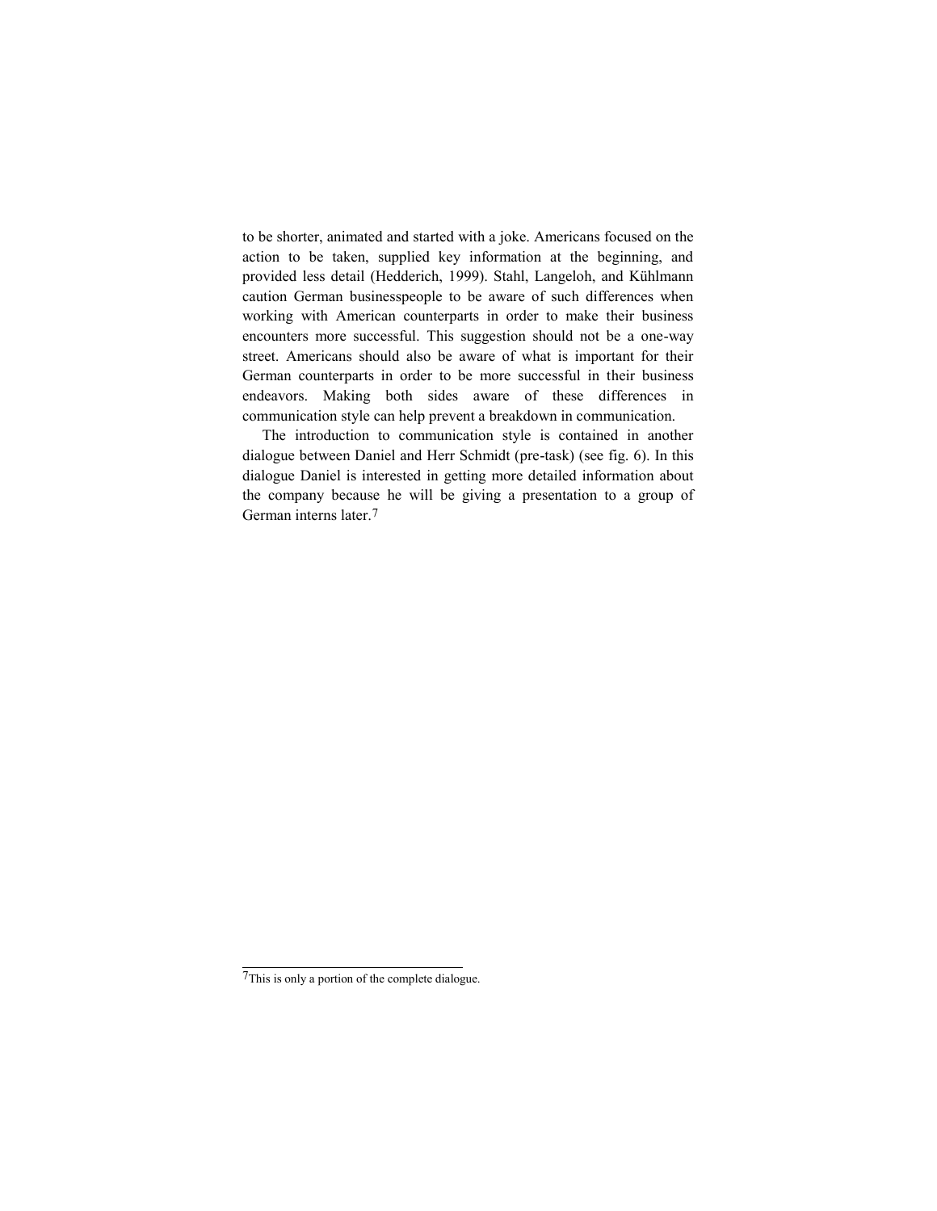to be shorter, animated and started with a joke. Americans focused on the action to be taken, supplied key information at the beginning, and provided less detail (Hedderich, 1999). Stahl, Langeloh, and Kühlmann caution German businesspeople to be aware of such differences when working with American counterparts in order to make their business encounters more successful. This suggestion should not be a one-way street. Americans should also be aware of what is important for their German counterparts in order to be more successful in their business endeavors. Making both sides aware of these differences in communication style can help prevent a breakdown in communication.

The introduction to communication style is contained in another dialogue between Daniel and Herr Schmidt (pre-task) (see fig. 6). In this dialogue Daniel is interested in getting more detailed information about the company because he will be giving a presentation to a group of German interns later.[7]

[7] This is only a portion of the complete dialogue.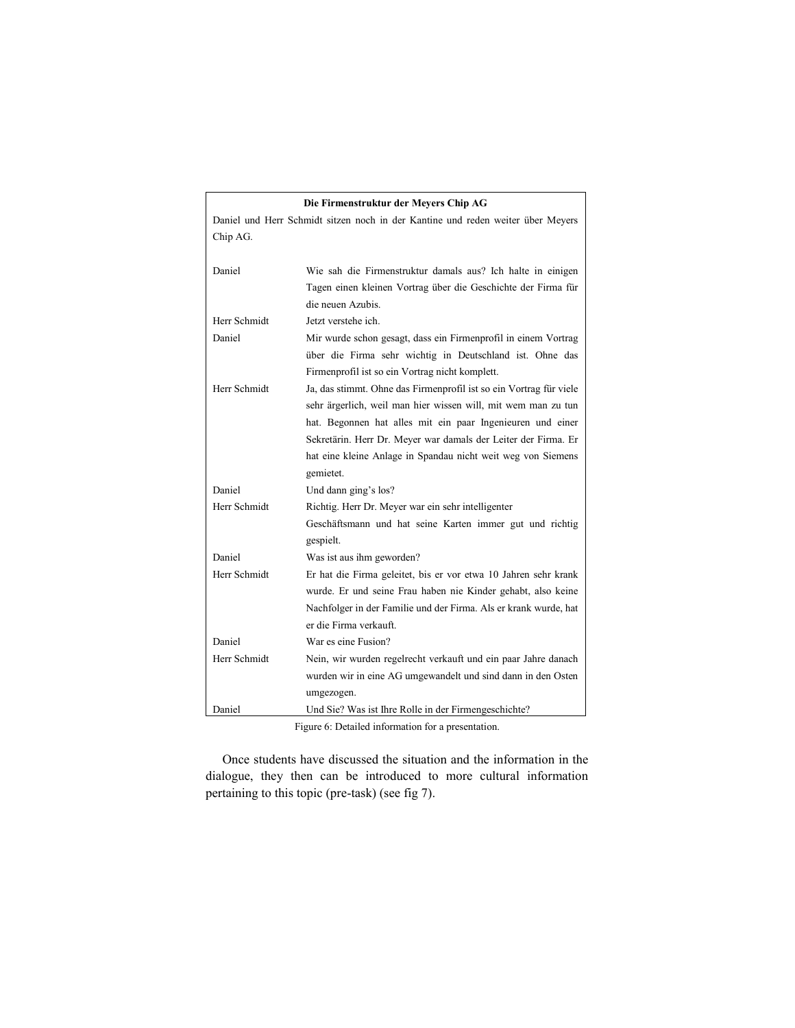**Die Firmenstruktur der Meyers Chip AG**

Daniel und Herr Schmidt sitzen noch in der Kantine und reden weiter über Meyers Chip AG.

| | |
|---|---|
| Daniel | Wie sah die Firmenstruktur damals aus? Ich halte in einigen Tagen einen kleinen Vortrag über die Geschichte der Firma für die neuen Azubis. |
| Herr Schmidt | Jetzt verstehe ich. |
| Daniel | Mir wurde schon gesagt, dass ein Firmenprofil in einem Vortrag über die Firma sehr wichtig in Deutschland ist. Ohne das Firmenprofil ist so ein Vortrag nicht komplett. |
| Herr Schmidt | Ja, das stimmt. Ohne das Firmenprofil ist so ein Vortrag für viele sehr ärgerlich, weil man hier wissen will, mit wem man zu tun hat. Begonnen hat alles mit ein paar Ingenieuren und einer Sekretärin. Herr Dr. Meyer war damals der Leiter der Firma. Er hat eine kleine Anlage in Spandau nicht weit weg von Siemens gemietet. |
| Daniel | Und dann ging's los? |
| Herr Schmidt | Richtig. Herr Dr. Meyer war ein sehr intelligenter Geschäftsmann und hat seine Karten immer gut und richtig gespielt. |
| Daniel | Was ist aus ihm geworden? |
| Herr Schmidt | Er hat die Firma geleitet, bis er vor etwa 10 Jahren sehr krank wurde. Er und seine Frau haben nie Kinder gehabt, also keine Nachfolger in der Familie und der Firma. Als er krank wurde, hat er die Firma verkauft. |
| Daniel | War es eine Fusion? |
| Herr Schmidt | Nein, wir wurden regelrecht verkauft und ein paar Jahre danach wurden wir in eine AG umgewandelt und sind dann in den Osten umgezogen. |
| Daniel | Und Sie? Was ist Ihre Rolle in der Firmengeschichte? |

Figure 6: Detailed information for a presentation.

Once students have discussed the situation and the information in the dialogue, they then can be introduced to more cultural information pertaining to this topic (pre-task) (see fig 7).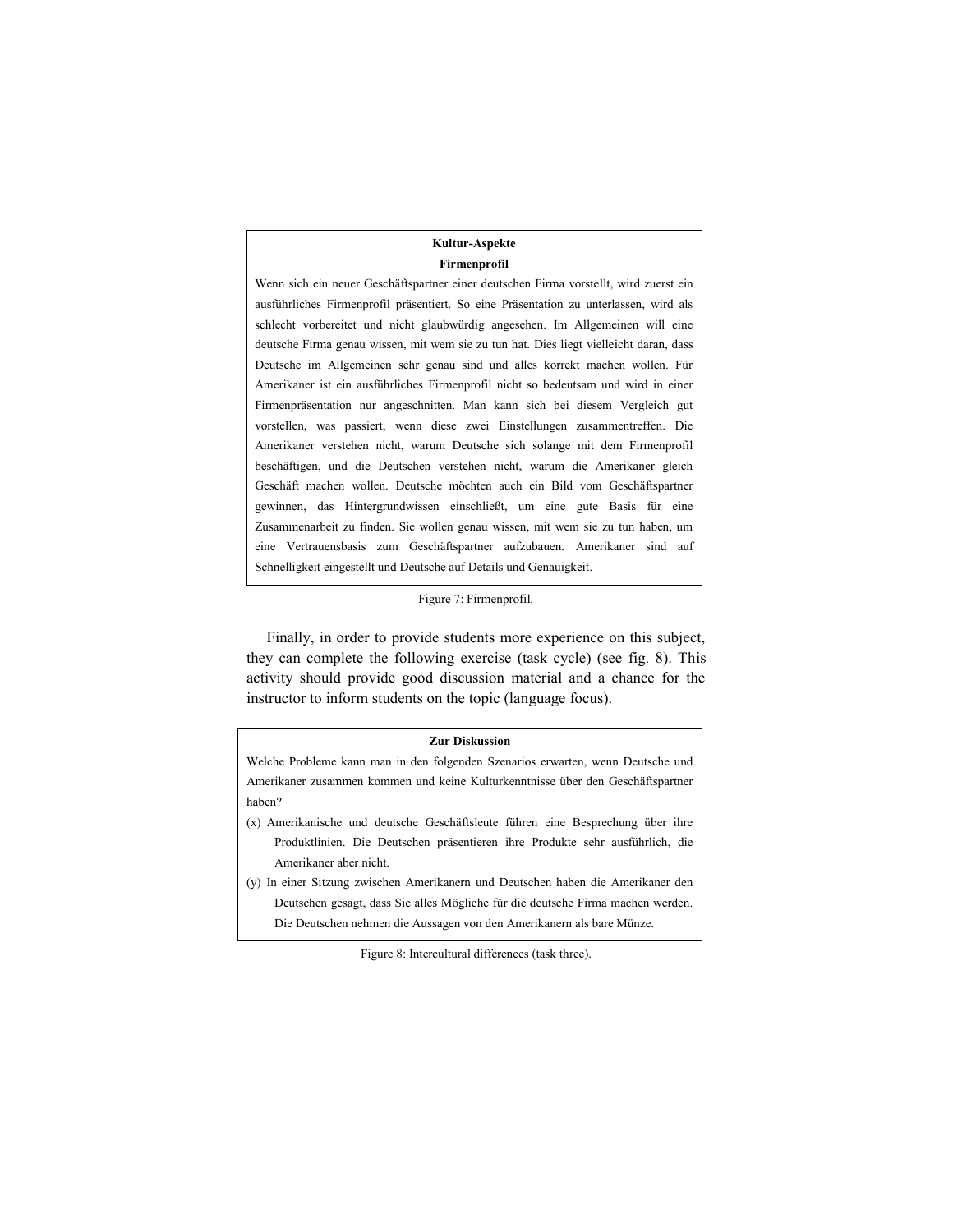**Kultur-Aspekte**

**Firmenprofil**

Wenn sich ein neuer Geschäftspartner einer deutschen Firma vorstellt, wird zuerst ein ausführliches Firmenprofil präsentiert. So eine Präsentation zu unterlassen, wird als schlecht vorbereitet und nicht glaubwürdig angesehen. Im Allgemeinen will eine deutsche Firma genau wissen, mit wem sie zu tun hat. Dies liegt vielleicht daran, dass Deutsche im Allgemeinen sehr genau sind und alles korrekt machen wollen. Für Amerikaner ist ein ausführliches Firmenprofil nicht so bedeutsam und wird in einer Firmenpräsentation nur angeschnitten. Man kann sich bei diesem Vergleich gut vorstellen, was passiert, wenn diese zwei Einstellungen zusammentreffen. Die Amerikaner verstehen nicht, warum Deutsche sich solange mit dem Firmenprofil beschäftigen, und die Deutschen verstehen nicht, warum die Amerikaner gleich Geschäft machen wollen. Deutsche möchten auch ein Bild vom Geschäftspartner gewinnen, das Hintergrundwissen einschließt, um eine gute Basis für eine Zusammenarbeit zu finden. Sie wollen genau wissen, mit wem sie zu tun haben, um eine Vertrauensbasis zum Geschäftspartner aufzubauen. Amerikaner sind auf Schnelligkeit eingestellt und Deutsche auf Details und Genauigkeit.

Figure 7: Firmenprofil.

Finally, in order to provide students more experience on this subject, they can complete the following exercise (task cycle) (see fig. 8). This activity should provide good discussion material and a chance for the instructor to inform students on the topic (language focus).

**Zur Diskussion**

Welche Probleme kann man in den folgenden Szenarios erwarten, wenn Deutsche und Amerikaner zusammen kommen und keine Kulturkenntnisse über den Geschäftspartner haben?

(x) Amerikanische und deutsche Geschäftsleute führen eine Besprechung über ihre Produktlinien. Die Deutschen präsentieren ihre Produkte sehr ausführlich, die Amerikaner aber nicht.

(y) In einer Sitzung zwischen Amerikanern und Deutschen haben die Amerikaner den Deutschen gesagt, dass Sie alles Mögliche für die deutsche Firma machen werden. Die Deutschen nehmen die Aussagen von den Amerikanern als bare Münze.

Figure 8: Intercultural differences (task three).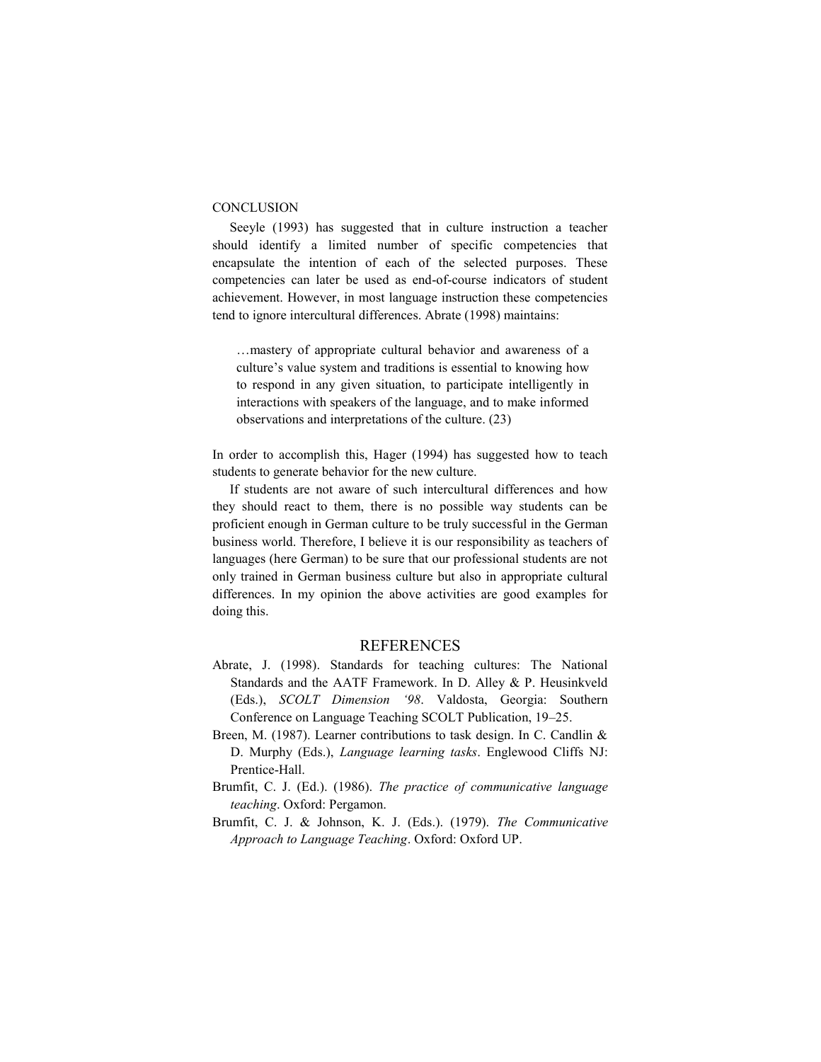## CONCLUSION

Seeyle (1993) has suggested that in culture instruction a teacher should identify a limited number of specific competencies that encapsulate the intention of each of the selected purposes. These competencies can later be used as end-of-course indicators of student achievement. However, in most language instruction these competencies tend to ignore intercultural differences. Abrate (1998) maintains:

> …mastery of appropriate cultural behavior and awareness of a culture's value system and traditions is essential to knowing how to respond in any given situation, to participate intelligently in interactions with speakers of the language, and to make informed observations and interpretations of the culture. (23)

In order to accomplish this, Hager (1994) has suggested how to teach students to generate behavior for the new culture.

If students are not aware of such intercultural differences and how they should react to them, there is no possible way students can be proficient enough in German culture to be truly successful in the German business world. Therefore, I believe it is our responsibility as teachers of languages (here German) to be sure that our professional students are not only trained in German business culture but also in appropriate cultural differences. In my opinion the above activities are good examples for doing this.

## REFERENCES

Abrate, J. (1998). Standards for teaching cultures: The National Standards and the AATF Framework. In D. Alley & P. Heusinkveld (Eds.), *SCOLT Dimension '98*. Valdosta, Georgia: Southern Conference on Language Teaching SCOLT Publication, 19–25.

Breen, M. (1987). Learner contributions to task design. In C. Candlin & D. Murphy (Eds.), *Language learning tasks*. Englewood Cliffs NJ: Prentice-Hall.

Brumfit, C. J. (Ed.). (1986). *The practice of communicative language teaching*. Oxford: Pergamon.

Brumfit, C. J. & Johnson, K. J. (Eds.). (1979). *The Communicative Approach to Language Teaching*. Oxford: Oxford UP.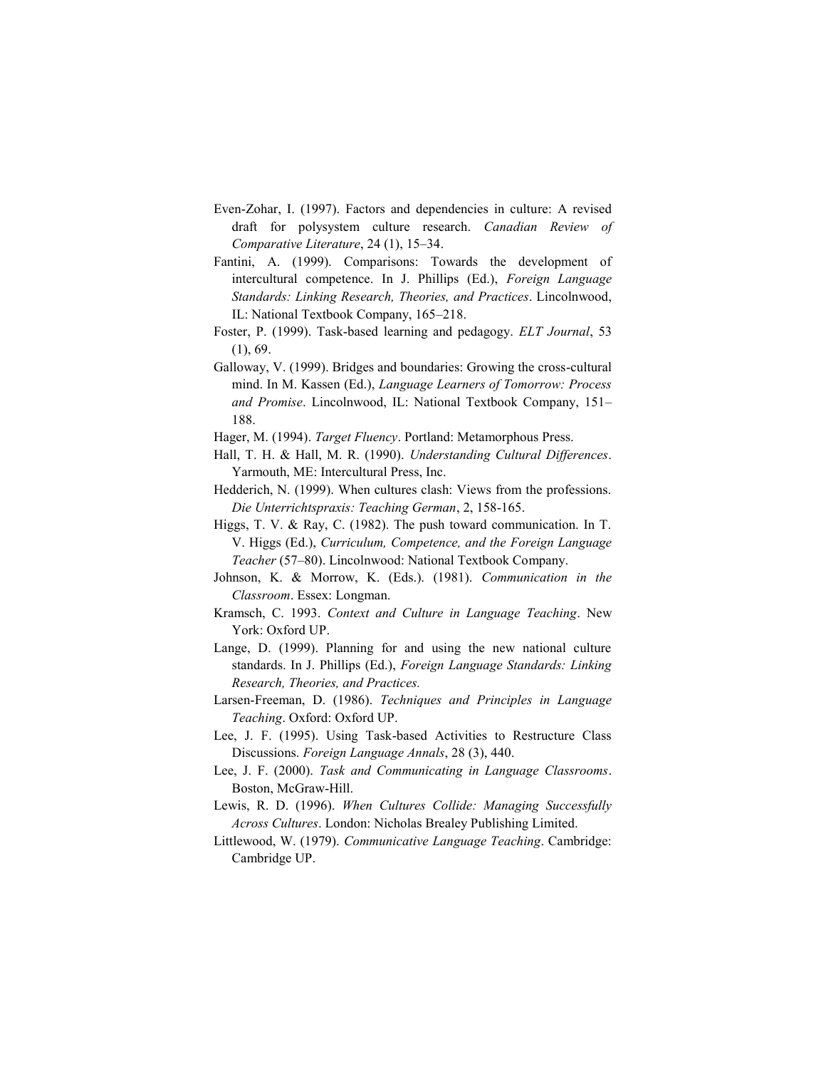Even-Zohar, I. (1997). Factors and dependencies in culture: A revised draft for polysystem culture research. *Canadian Review of Comparative Literature*, 24 (1), 15–34.

Fantini, A. (1999). Comparisons: Towards the development of intercultural competence. In J. Phillips (Ed.), *Foreign Language Standards: Linking Research, Theories, and Practices*. Lincolnwood, IL: National Textbook Company, 165–218.

Foster, P. (1999). Task-based learning and pedagogy. *ELT Journal*, 53 (1), 69.

Galloway, V. (1999). Bridges and boundaries: Growing the cross-cultural mind. In M. Kassen (Ed.), *Language Learners of Tomorrow: Process and Promise*. Lincolnwood, IL: National Textbook Company, 151–188.

Hager, M. (1994). *Target Fluency*. Portland: Metamorphous Press.

Hall, T. H. & Hall, M. R. (1990). *Understanding Cultural Differences*. Yarmouth, ME: Intercultural Press, Inc.

Hedderich, N. (1999). When cultures clash: Views from the professions. *Die Unterrichtspraxis: Teaching German*, 2, 158-165.

Higgs, T. V. & Ray, C. (1982). The push toward communication. In T. V. Higgs (Ed.), *Curriculum, Competence, and the Foreign Language Teacher* (57–80). Lincolnwood: National Textbook Company.

Johnson, K. & Morrow, K. (Eds.). (1981). *Communication in the Classroom*. Essex: Longman.

Kramsch, C. 1993. *Context and Culture in Language Teaching*. New York: Oxford UP.

Lange, D. (1999). Planning for and using the new national culture standards. In J. Phillips (Ed.), *Foreign Language Standards: Linking Research, Theories, and Practices.*

Larsen-Freeman, D. (1986). *Techniques and Principles in Language Teaching*. Oxford: Oxford UP.

Lee, J. F. (1995). Using Task-based Activities to Restructure Class Discussions. *Foreign Language Annals*, 28 (3), 440.

Lee, J. F. (2000). *Task and Communicating in Language Classrooms*. Boston, McGraw-Hill.

Lewis, R. D. (1996). *When Cultures Collide: Managing Successfully Across Cultures*. London: Nicholas Brealey Publishing Limited.

Littlewood, W. (1979). *Communicative Language Teaching*. Cambridge: Cambridge UP.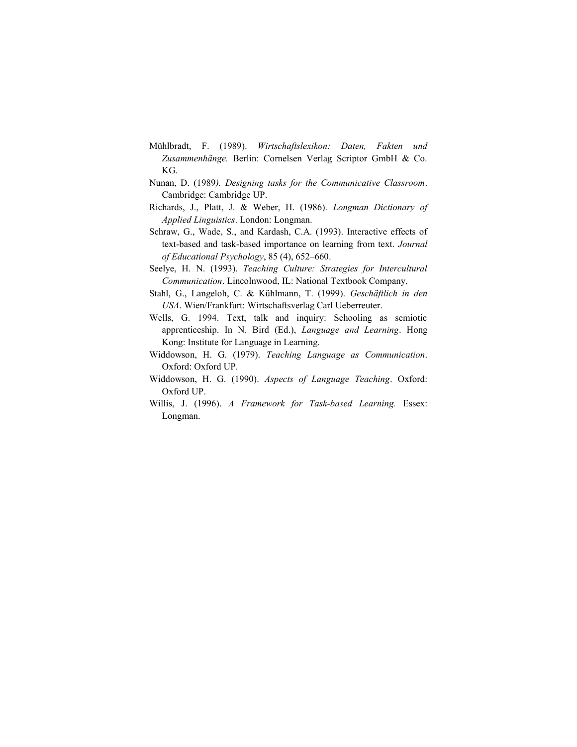Mühlbradt, F. (1989). *Wirtschaftslexikon: Daten, Fakten und Zusammenhänge.* Berlin: Cornelsen Verlag Scriptor GmbH & Co. KG.

Nunan, D. (1989*). Designing tasks for the Communicative Classroom*. Cambridge: Cambridge UP.

Richards, J., Platt, J. & Weber, H. (1986). *Longman Dictionary of Applied Linguistics*. London: Longman.

Schraw, G., Wade, S., and Kardash, C.A. (1993). Interactive effects of text-based and task-based importance on learning from text. *Journal of Educational Psychology*, 85 (4), 652–660.

Seelye, H. N. (1993). *Teaching Culture: Strategies for Intercultural Communication*. Lincolnwood, IL: National Textbook Company.

Stahl, G., Langeloh, C. & Kühlmann, T. (1999). *Geschäftlich in den USA*. Wien/Frankfurt: Wirtschaftsverlag Carl Ueberreuter.

Wells, G. 1994. Text, talk and inquiry: Schooling as semiotic apprenticeship. In N. Bird (Ed.), *Language and Learning*. Hong Kong: Institute for Language in Learning.

Widdowson, H. G. (1979). *Teaching Language as Communication*. Oxford: Oxford UP.

Widdowson, H. G. (1990). *Aspects of Language Teaching*. Oxford: Oxford UP.

Willis, J. (1996). *A Framework for Task-based Learning.* Essex: Longman.